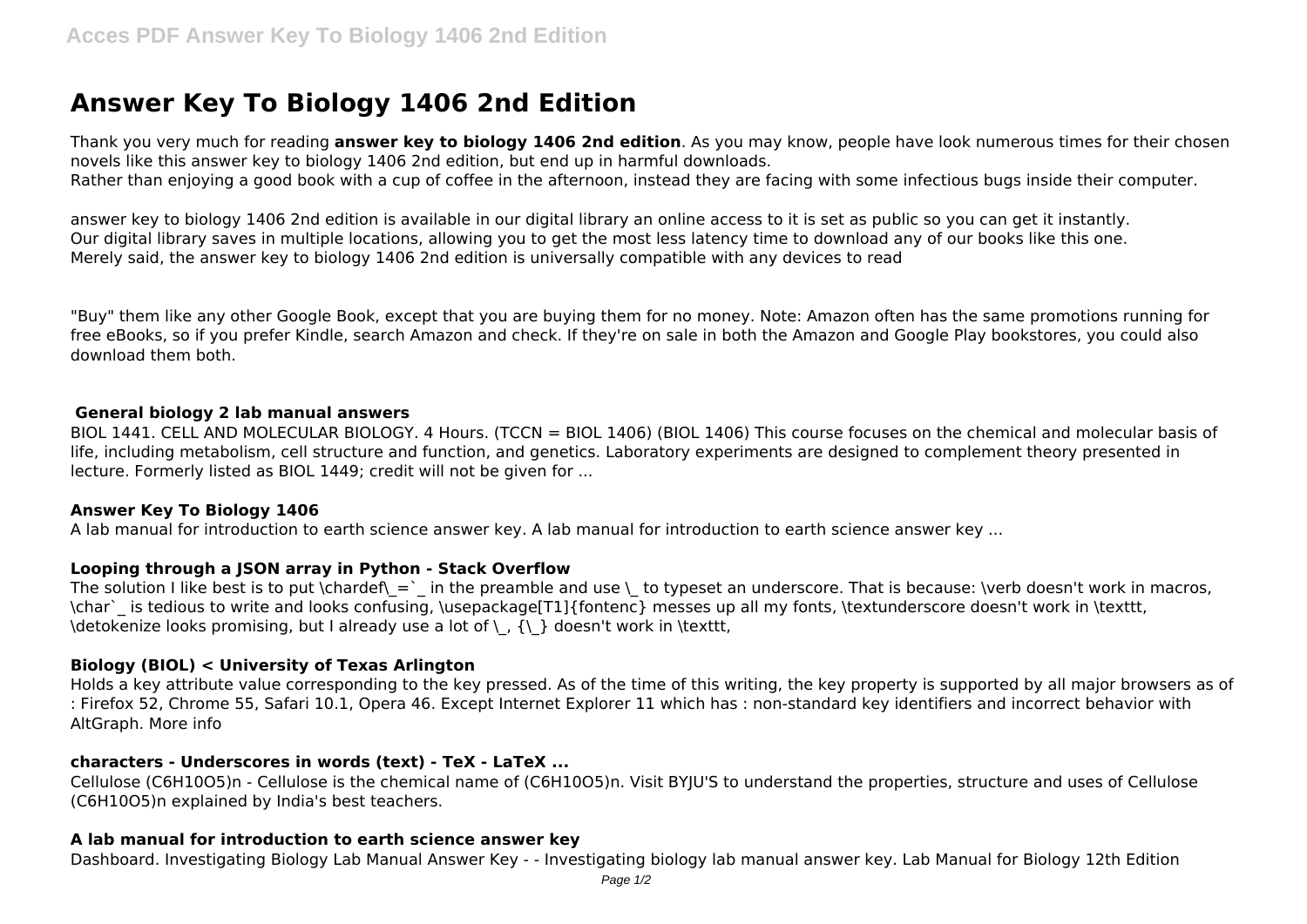# Answer Key To Biology 1406 2nd Edition

Thank you very much for reading **answer key to biology 1406 2nd edition**. As you may know, people have look numerous times for their chosen novels like this answer key to biology 1406 2nd edition, but end up in harmful downloads.
Rather than enjoying a good book with a cup of coffee in the afternoon, instead they are facing with some infectious bugs inside their computer.

answer key to biology 1406 2nd edition is available in our digital library an online access to it is set as public so you can get it instantly.
Our digital library saves in multiple locations, allowing you to get the most less latency time to download any of our books like this one.
Merely said, the answer key to biology 1406 2nd edition is universally compatible with any devices to read

"Buy" them like any other Google Book, except that you are buying them for no money. Note: Amazon often has the same promotions running for free eBooks, so if you prefer Kindle, search Amazon and check. If they're on sale in both the Amazon and Google Play bookstores, you could also download them both.

### General biology 2 lab manual answers

BIOL 1441. CELL AND MOLECULAR BIOLOGY. 4 Hours. (TCCN = BIOL 1406) (BIOL 1406) This course focuses on the chemical and molecular basis of life, including metabolism, cell structure and function, and genetics. Laboratory experiments are designed to complement theory presented in lecture. Formerly listed as BIOL 1449; credit will not be given for ...

### Answer Key To Biology 1406

A lab manual for introduction to earth science answer key. A lab manual for introduction to earth science answer key ...

### Looping through a JSON array in Python - Stack Overflow

The solution I like best is to put \chardef\_=`_ in the preamble and use \_ to typeset an underscore. That is because: \verb doesn't work in macros, \char`_ is tedious to write and looks confusing, \usepackage[T1]{fontenc} messes up all my fonts, \textunderscore doesn't work in \texttt, \detokenize looks promising, but I already use a lot of \_, {\_} doesn't work in \texttt,

### Biology (BIOL) < University of Texas Arlington

Holds a key attribute value corresponding to the key pressed. As of the time of this writing, the key property is supported by all major browsers as of : Firefox 52, Chrome 55, Safari 10.1, Opera 46. Except Internet Explorer 11 which has : non-standard key identifiers and incorrect behavior with AltGraph. More info

### characters - Underscores in words (text) - TeX - LaTeX ...

Cellulose $(C_6H_{10}O_5)_n$ - Cellulose is the chemical name of $(C_6H_{10}O_5)_n$. Visit BYJU'S to understand the properties, structure and uses of Cellulose $(C_6H_{10}O_5)_n$ explained by India's best teachers.

### A lab manual for introduction to earth science answer key

Dashboard. Investigating Biology Lab Manual Answer Key - - Investigating biology lab manual answer key. Lab Manual for Biology 12th Edition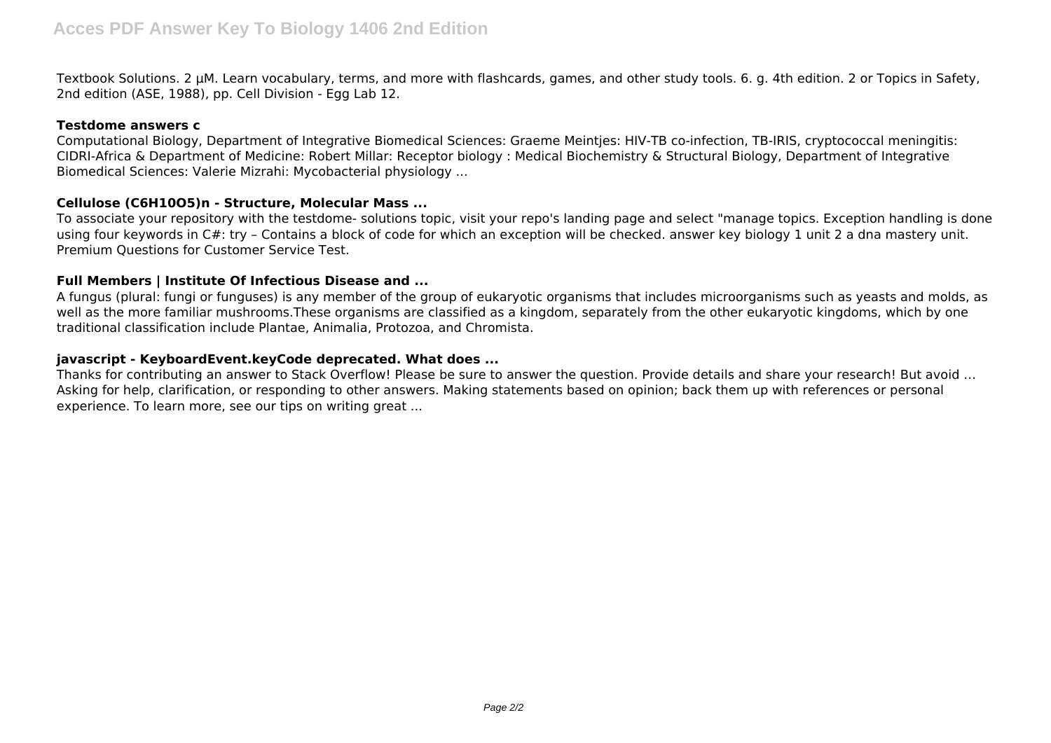Textbook Solutions. 2 µM. Learn vocabulary, terms, and more with flashcards, games, and other study tools. 6. g. 4th edition. 2 or Topics in Safety, 2nd edition (ASE, 1988), pp. Cell Division - Egg Lab 12.

**Testdome answers c**

Computational Biology, Department of Integrative Biomedical Sciences: Graeme Meintjes: HIV-TB co-infection, TB-IRIS, cryptococcal meningitis: CIDRI-Africa & Department of Medicine: Robert Millar: Receptor biology : Medical Biochemistry & Structural Biology, Department of Integrative Biomedical Sciences: Valerie Mizrahi: Mycobacterial physiology ...

**Cellulose ($C_6H_{10}O_5$)n - Structure, Molecular Mass ...**

To associate your repository with the testdome- solutions topic, visit your repo's landing page and select "manage topics. Exception handling is done using four keywords in C#: try – Contains a block of code for which an exception will be checked. answer key biology 1 unit 2 a dna mastery unit. Premium Questions for Customer Service Test.

**Full Members | Institute Of Infectious Disease and ...**

A fungus (plural: fungi or funguses) is any member of the group of eukaryotic organisms that includes microorganisms such as yeasts and molds, as well as the more familiar mushrooms.These organisms are classified as a kingdom, separately from the other eukaryotic kingdoms, which by one traditional classification include Plantae, Animalia, Protozoa, and Chromista.

**javascript - KeyboardEvent.keyCode deprecated. What does ...**

Thanks for contributing an answer to Stack Overflow! Please be sure to answer the question. Provide details and share your research! But avoid … Asking for help, clarification, or responding to other answers. Making statements based on opinion; back them up with references or personal experience. To learn more, see our tips on writing great ...